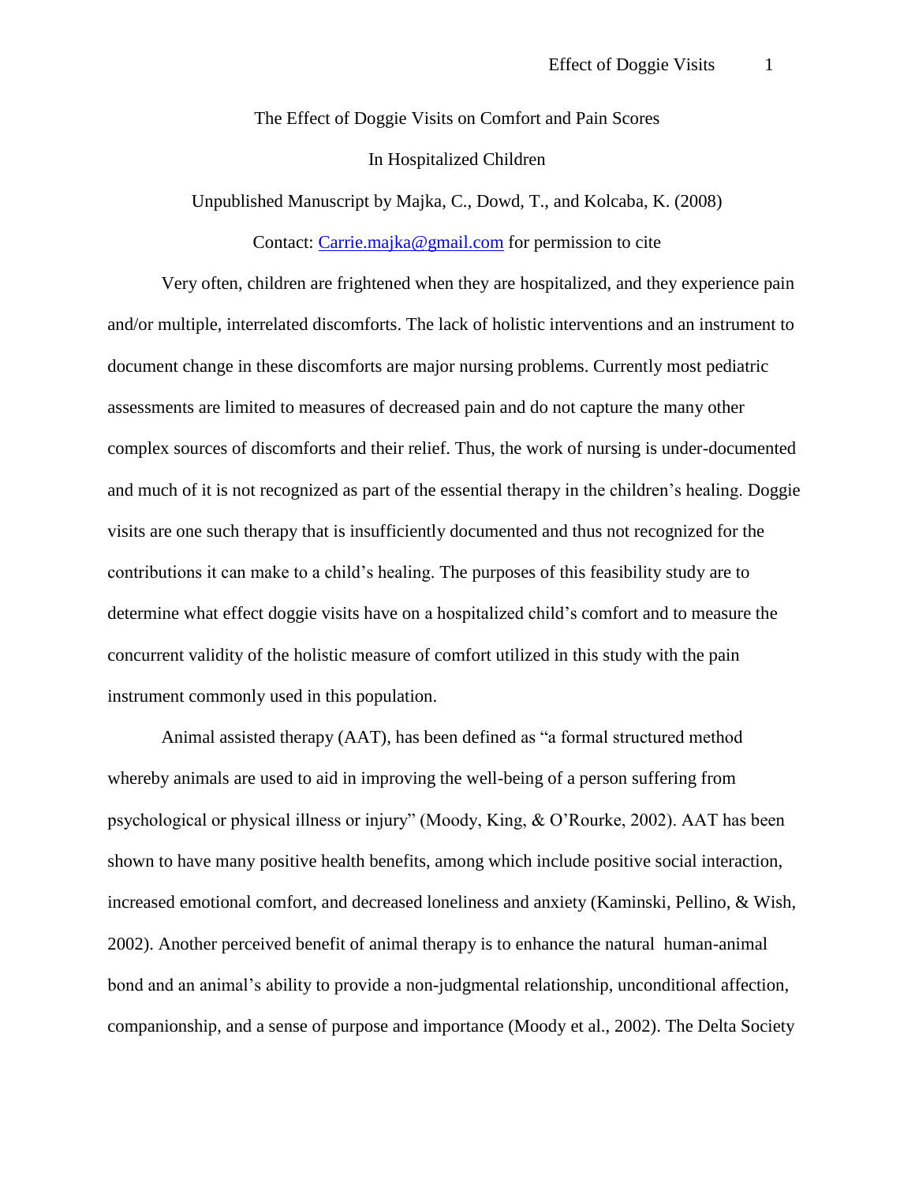# The Effect of Doggie Visits on Comfort and Pain Scores In Hospitalized Children

Unpublished Manuscript by Majka, C., Dowd, T., and Kolcaba, K. (2008)

Contact: Carrie.majka@gmail.com for permission to cite

Very often, children are frightened when they are hospitalized, and they experience pain and/or multiple, interrelated discomforts. The lack of holistic interventions and an instrument to document change in these discomforts are major nursing problems. Currently most pediatric assessments are limited to measures of decreased pain and do not capture the many other complex sources of discomforts and their relief. Thus, the work of nursing is under-documented and much of it is not recognized as part of the essential therapy in the children's healing. Doggie visits are one such therapy that is insufficiently documented and thus not recognized for the contributions it can make to a child's healing. The purposes of this feasibility study are to determine what effect doggie visits have on a hospitalized child's comfort and to measure the concurrent validity of the holistic measure of comfort utilized in this study with the pain instrument commonly used in this population.

Animal assisted therapy (AAT), has been defined as "a formal structured method whereby animals are used to aid in improving the well-being of a person suffering from psychological or physical illness or injury" (Moody, King, & O'Rourke, 2002). AAT has been shown to have many positive health benefits, among which include positive social interaction, increased emotional comfort, and decreased loneliness and anxiety (Kaminski, Pellino, & Wish, 2002). Another perceived benefit of animal therapy is to enhance the natural human-animal bond and an animal's ability to provide a non-judgmental relationship, unconditional affection, companionship, and a sense of purpose and importance (Moody et al., 2002). The Delta Society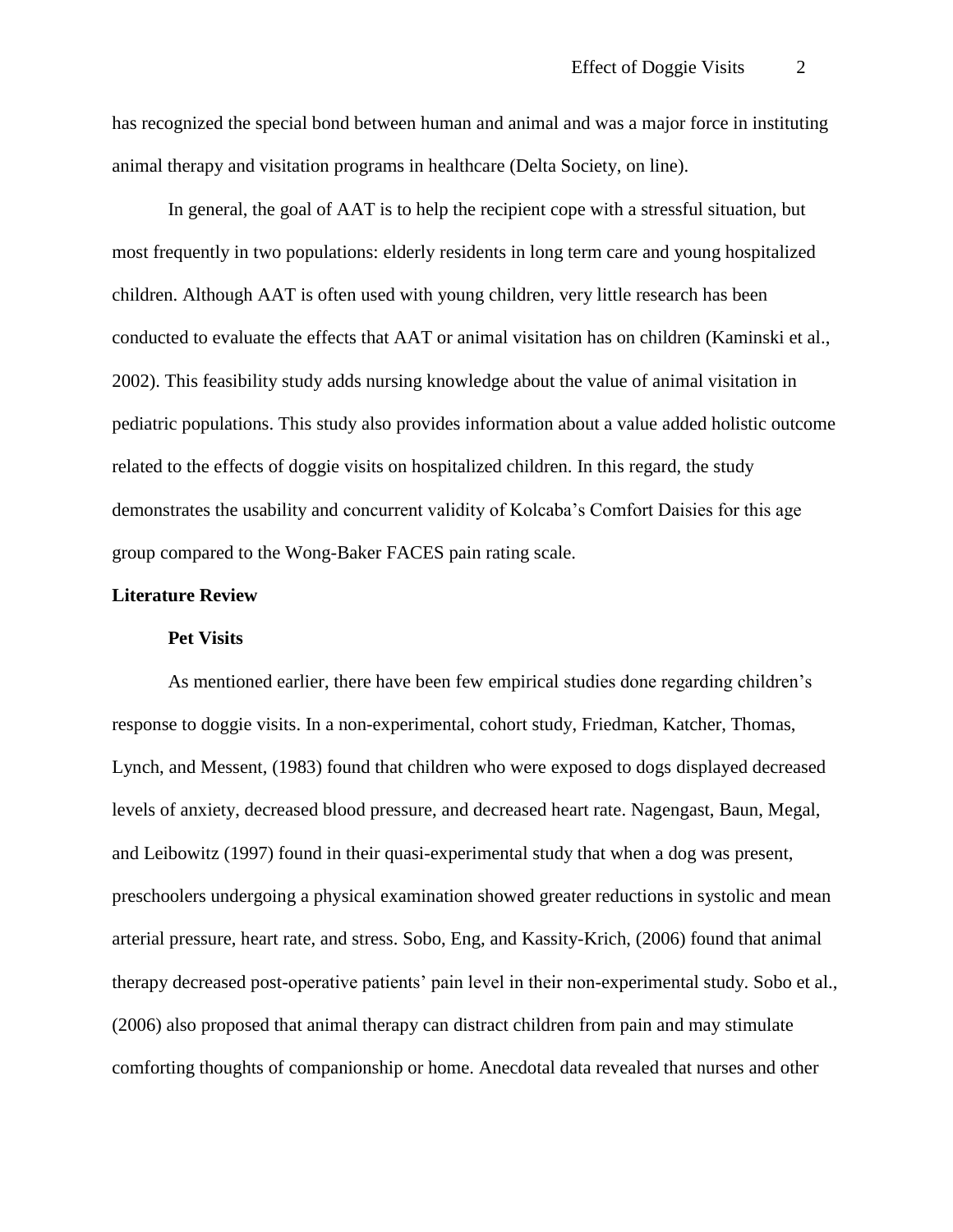has recognized the special bond between human and animal and was a major force in instituting animal therapy and visitation programs in healthcare (Delta Society, on line).

In general, the goal of AAT is to help the recipient cope with a stressful situation, but most frequently in two populations: elderly residents in long term care and young hospitalized children. Although AAT is often used with young children, very little research has been conducted to evaluate the effects that AAT or animal visitation has on children (Kaminski et al., 2002). This feasibility study adds nursing knowledge about the value of animal visitation in pediatric populations. This study also provides information about a value added holistic outcome related to the effects of doggie visits on hospitalized children. In this regard, the study demonstrates the usability and concurrent validity of Kolcaba's Comfort Daisies for this age group compared to the Wong-Baker FACES pain rating scale.

## Literature Review

### Pet Visits

As mentioned earlier, there have been few empirical studies done regarding children's response to doggie visits. In a non-experimental, cohort study, Friedman, Katcher, Thomas, Lynch, and Messent, (1983) found that children who were exposed to dogs displayed decreased levels of anxiety, decreased blood pressure, and decreased heart rate. Nagengast, Baun, Megal, and Leibowitz (1997) found in their quasi-experimental study that when a dog was present, preschoolers undergoing a physical examination showed greater reductions in systolic and mean arterial pressure, heart rate, and stress. Sobo, Eng, and Kassity-Krich, (2006) found that animal therapy decreased post-operative patients' pain level in their non-experimental study. Sobo et al., (2006) also proposed that animal therapy can distract children from pain and may stimulate comforting thoughts of companionship or home. Anecdotal data revealed that nurses and other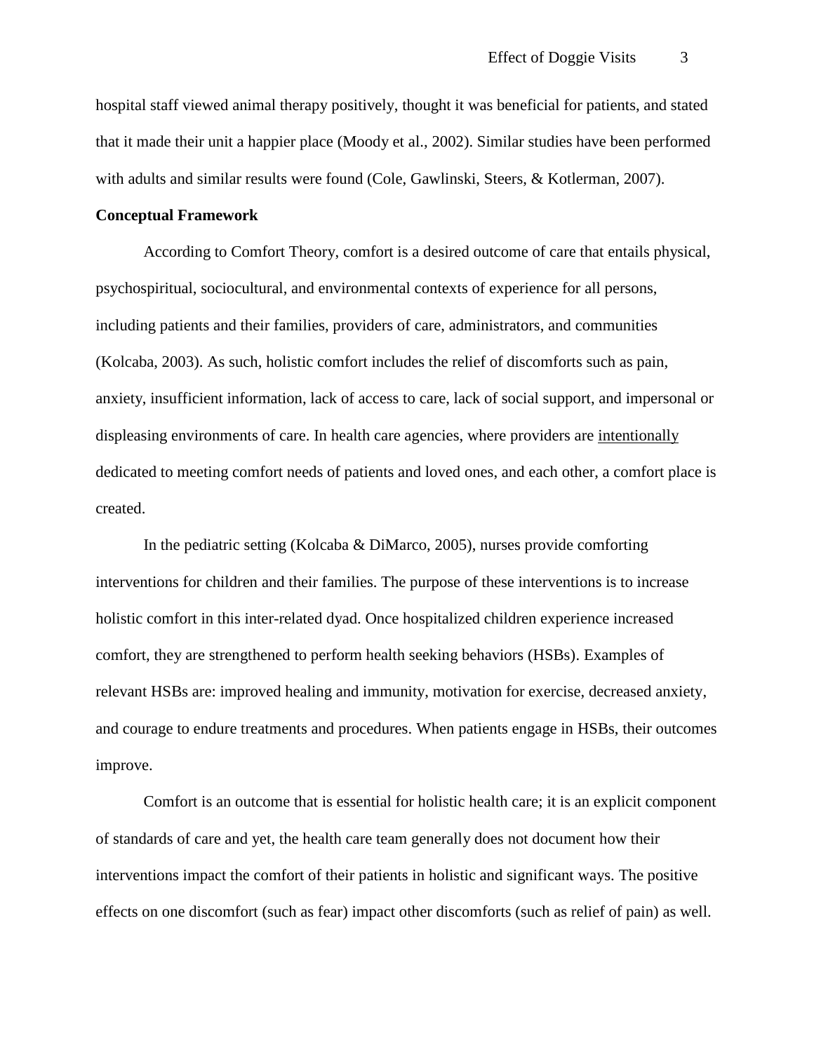hospital staff viewed animal therapy positively, thought it was beneficial for patients, and stated that it made their unit a happier place (Moody et al., 2002). Similar studies have been performed with adults and similar results were found (Cole, Gawlinski, Steers, & Kotlerman, 2007).

**Conceptual Framework**

According to Comfort Theory, comfort is a desired outcome of care that entails physical, psychospiritual, sociocultural, and environmental contexts of experience for all persons, including patients and their families, providers of care, administrators, and communities (Kolcaba, 2003). As such, holistic comfort includes the relief of discomforts such as pain, anxiety, insufficient information, lack of access to care, lack of social support, and impersonal or displeasing environments of care. In health care agencies, where providers are <u>intentionally</u> dedicated to meeting comfort needs of patients and loved ones, and each other, a comfort place is created.

In the pediatric setting (Kolcaba & DiMarco, 2005), nurses provide comforting interventions for children and their families. The purpose of these interventions is to increase holistic comfort in this inter-related dyad. Once hospitalized children experience increased comfort, they are strengthened to perform health seeking behaviors (HSBs). Examples of relevant HSBs are: improved healing and immunity, motivation for exercise, decreased anxiety, and courage to endure treatments and procedures. When patients engage in HSBs, their outcomes improve.

Comfort is an outcome that is essential for holistic health care; it is an explicit component of standards of care and yet, the health care team generally does not document how their interventions impact the comfort of their patients in holistic and significant ways. The positive effects on one discomfort (such as fear) impact other discomforts (such as relief of pain) as well.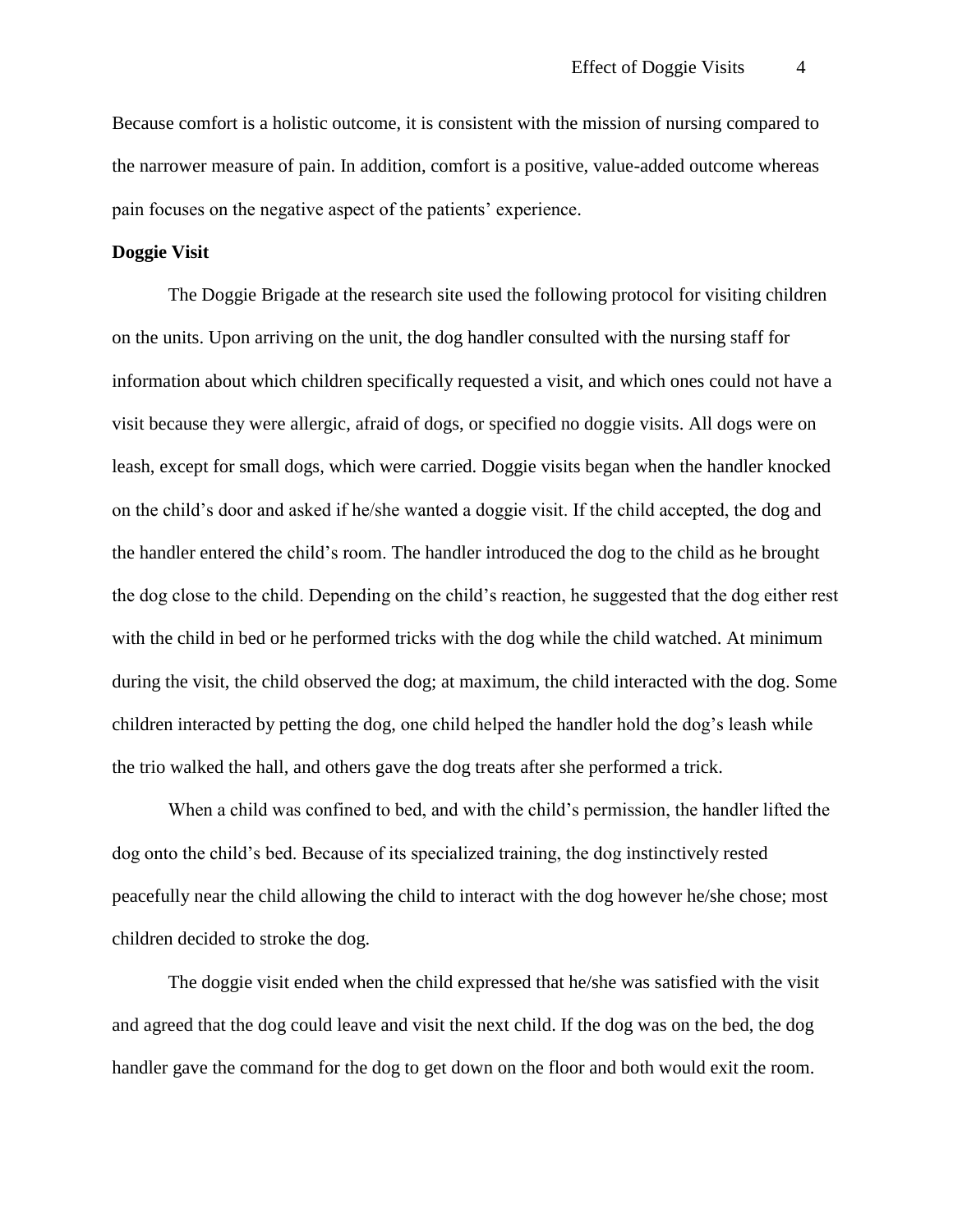Because comfort is a holistic outcome, it is consistent with the mission of nursing compared to the narrower measure of pain. In addition, comfort is a positive, value-added outcome whereas pain focuses on the negative aspect of the patients' experience.

**Doggie Visit**

The Doggie Brigade at the research site used the following protocol for visiting children on the units. Upon arriving on the unit, the dog handler consulted with the nursing staff for information about which children specifically requested a visit, and which ones could not have a visit because they were allergic, afraid of dogs, or specified no doggie visits. All dogs were on leash, except for small dogs, which were carried. Doggie visits began when the handler knocked on the child's door and asked if he/she wanted a doggie visit. If the child accepted, the dog and the handler entered the child's room. The handler introduced the dog to the child as he brought the dog close to the child. Depending on the child's reaction, he suggested that the dog either rest with the child in bed or he performed tricks with the dog while the child watched. At minimum during the visit, the child observed the dog; at maximum, the child interacted with the dog. Some children interacted by petting the dog, one child helped the handler hold the dog's leash while the trio walked the hall, and others gave the dog treats after she performed a trick.

When a child was confined to bed, and with the child's permission, the handler lifted the dog onto the child's bed. Because of its specialized training, the dog instinctively rested peacefully near the child allowing the child to interact with the dog however he/she chose; most children decided to stroke the dog.

The doggie visit ended when the child expressed that he/she was satisfied with the visit and agreed that the dog could leave and visit the next child. If the dog was on the bed, the dog handler gave the command for the dog to get down on the floor and both would exit the room.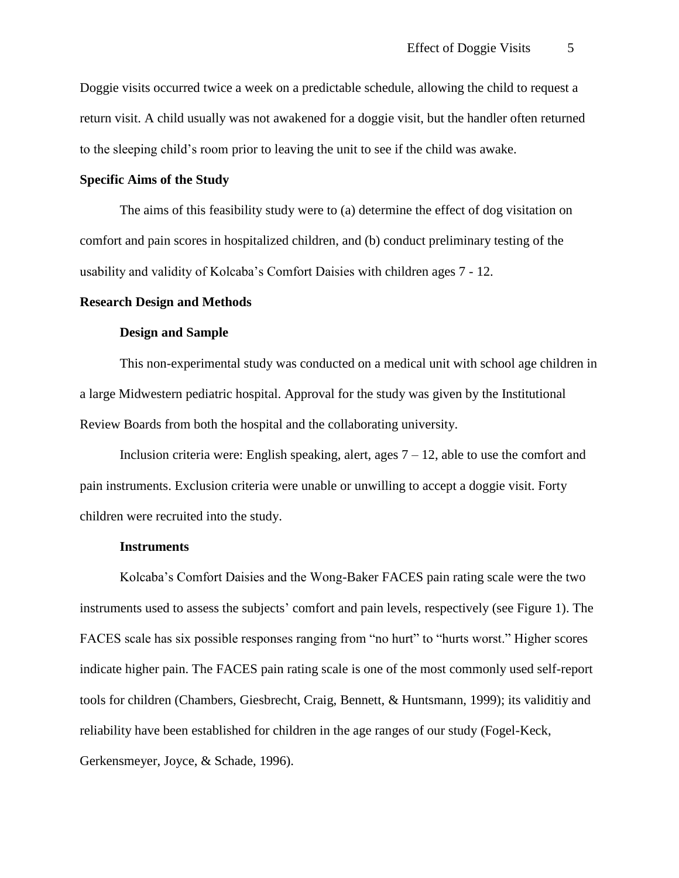Doggie visits occurred twice a week on a predictable schedule, allowing the child to request a return visit. A child usually was not awakened for a doggie visit, but the handler often returned to the sleeping child's room prior to leaving the unit to see if the child was awake.

## Specific Aims of the Study

The aims of this feasibility study were to (a) determine the effect of dog visitation on comfort and pain scores in hospitalized children, and (b) conduct preliminary testing of the usability and validity of Kolcaba's Comfort Daisies with children ages 7 - 12.

## Research Design and Methods

### Design and Sample

This non-experimental study was conducted on a medical unit with school age children in a large Midwestern pediatric hospital. Approval for the study was given by the Institutional Review Boards from both the hospital and the collaborating university.

Inclusion criteria were: English speaking, alert, ages 7 – 12, able to use the comfort and pain instruments. Exclusion criteria were unable or unwilling to accept a doggie visit. Forty children were recruited into the study.

### Instruments

Kolcaba's Comfort Daisies and the Wong-Baker FACES pain rating scale were the two instruments used to assess the subjects' comfort and pain levels, respectively (see Figure 1). The FACES scale has six possible responses ranging from "no hurt" to "hurts worst." Higher scores indicate higher pain. The FACES pain rating scale is one of the most commonly used self-report tools for children (Chambers, Giesbrecht, Craig, Bennett, & Huntsmann, 1999); its validitiy and reliability have been established for children in the age ranges of our study (Fogel-Keck, Gerkensmeyer, Joyce, & Schade, 1996).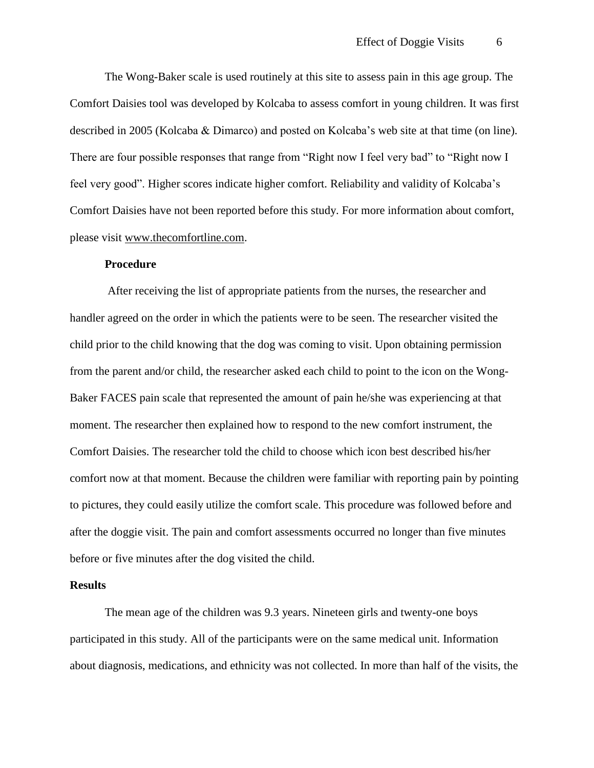The Wong-Baker scale is used routinely at this site to assess pain in this age group. The Comfort Daisies tool was developed by Kolcaba to assess comfort in young children. It was first described in 2005 (Kolcaba & Dimarco) and posted on Kolcaba's web site at that time (on line). There are four possible responses that range from "Right now I feel very bad" to "Right now I feel very good". Higher scores indicate higher comfort. Reliability and validity of Kolcaba's Comfort Daisies have not been reported before this study. For more information about comfort, please visit www.thecomfortline.com.

### Procedure

After receiving the list of appropriate patients from the nurses, the researcher and handler agreed on the order in which the patients were to be seen. The researcher visited the child prior to the child knowing that the dog was coming to visit. Upon obtaining permission from the parent and/or child, the researcher asked each child to point to the icon on the Wong-Baker FACES pain scale that represented the amount of pain he/she was experiencing at that moment. The researcher then explained how to respond to the new comfort instrument, the Comfort Daisies. The researcher told the child to choose which icon best described his/her comfort now at that moment. Because the children were familiar with reporting pain by pointing to pictures, they could easily utilize the comfort scale. This procedure was followed before and after the doggie visit. The pain and comfort assessments occurred no longer than five minutes before or five minutes after the dog visited the child.

## Results

The mean age of the children was 9.3 years. Nineteen girls and twenty-one boys participated in this study. All of the participants were on the same medical unit. Information about diagnosis, medications, and ethnicity was not collected. In more than half of the visits, the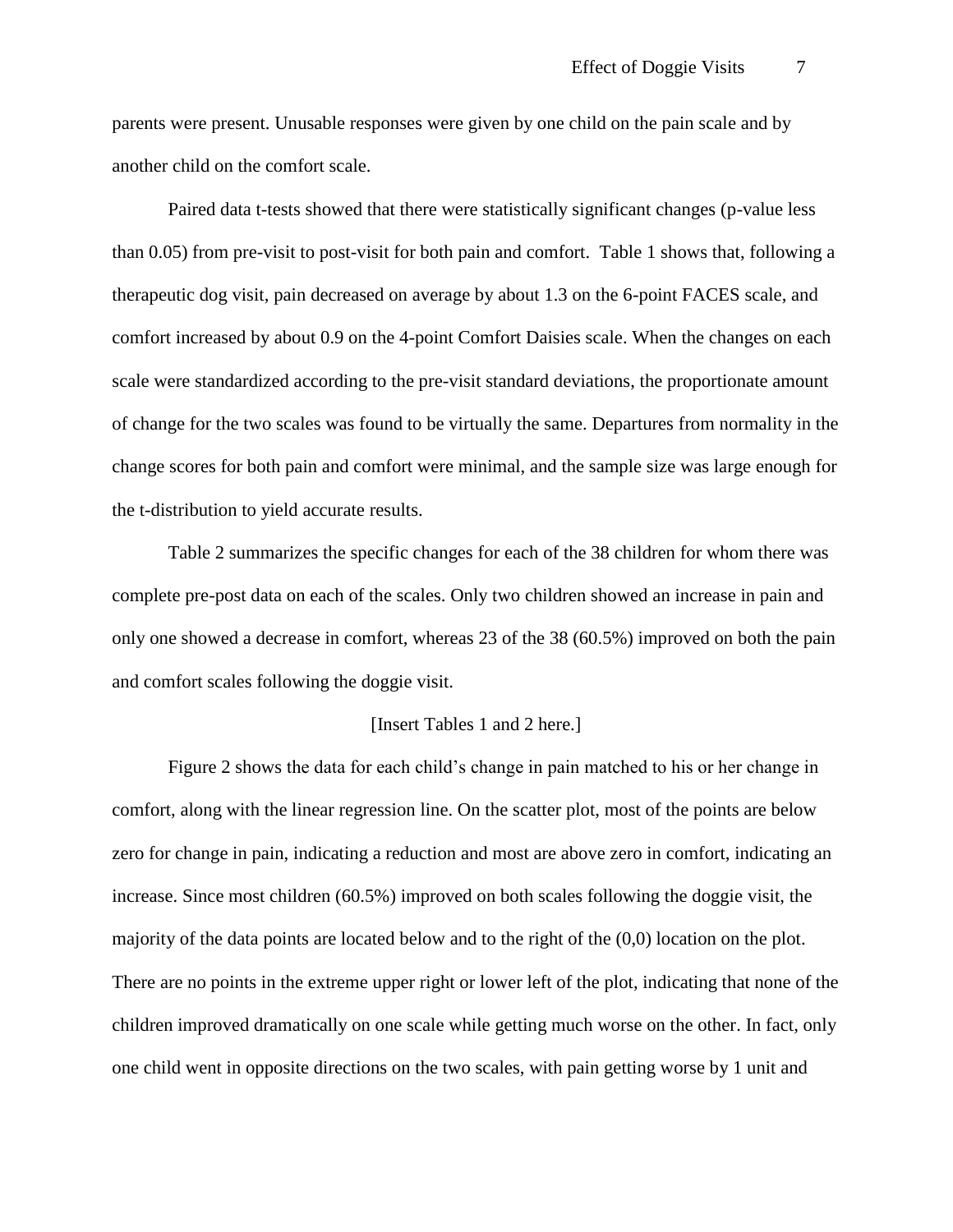parents were present. Unusable responses were given by one child on the pain scale and by another child on the comfort scale.

Paired data t-tests showed that there were statistically significant changes (p-value less than 0.05) from pre-visit to post-visit for both pain and comfort. Table 1 shows that, following a therapeutic dog visit, pain decreased on average by about 1.3 on the 6-point FACES scale, and comfort increased by about 0.9 on the 4-point Comfort Daisies scale. When the changes on each scale were standardized according to the pre-visit standard deviations, the proportionate amount of change for the two scales was found to be virtually the same. Departures from normality in the change scores for both pain and comfort were minimal, and the sample size was large enough for the t-distribution to yield accurate results.

Table 2 summarizes the specific changes for each of the 38 children for whom there was complete pre-post data on each of the scales. Only two children showed an increase in pain and only one showed a decrease in comfort, whereas 23 of the 38 (60.5%) improved on both the pain and comfort scales following the doggie visit.

[Insert Tables 1 and 2 here.]

Figure 2 shows the data for each child's change in pain matched to his or her change in comfort, along with the linear regression line. On the scatter plot, most of the points are below zero for change in pain, indicating a reduction and most are above zero in comfort, indicating an increase. Since most children (60.5%) improved on both scales following the doggie visit, the majority of the data points are located below and to the right of the (0,0) location on the plot. There are no points in the extreme upper right or lower left of the plot, indicating that none of the children improved dramatically on one scale while getting much worse on the other. In fact, only one child went in opposite directions on the two scales, with pain getting worse by 1 unit and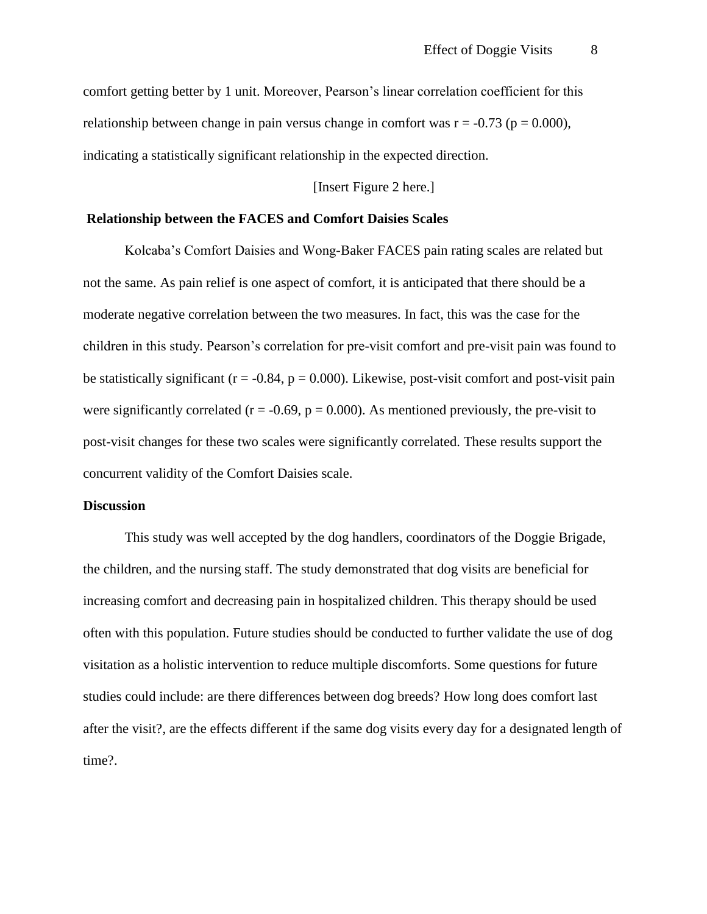comfort getting better by 1 unit. Moreover, Pearson's linear correlation coefficient for this relationship between change in pain versus change in comfort was $r = -0.73$ ($p = 0.000$), indicating a statistically significant relationship in the expected direction.

[Insert Figure 2 here.]

## Relationship between the FACES and Comfort Daisies Scales

Kolcaba's Comfort Daisies and Wong-Baker FACES pain rating scales are related but not the same. As pain relief is one aspect of comfort, it is anticipated that there should be a moderate negative correlation between the two measures. In fact, this was the case for the children in this study. Pearson's correlation for pre-visit comfort and pre-visit pain was found to be statistically significant ($r = -0.84$, $p = 0.000$). Likewise, post-visit comfort and post-visit pain were significantly correlated ($r = -0.69$, $p = 0.000$). As mentioned previously, the pre-visit to post-visit changes for these two scales were significantly correlated. These results support the concurrent validity of the Comfort Daisies scale.

## Discussion

This study was well accepted by the dog handlers, coordinators of the Doggie Brigade, the children, and the nursing staff. The study demonstrated that dog visits are beneficial for increasing comfort and decreasing pain in hospitalized children. This therapy should be used often with this population. Future studies should be conducted to further validate the use of dog visitation as a holistic intervention to reduce multiple discomforts. Some questions for future studies could include: are there differences between dog breeds? How long does comfort last after the visit?, are the effects different if the same dog visits every day for a designated length of time?.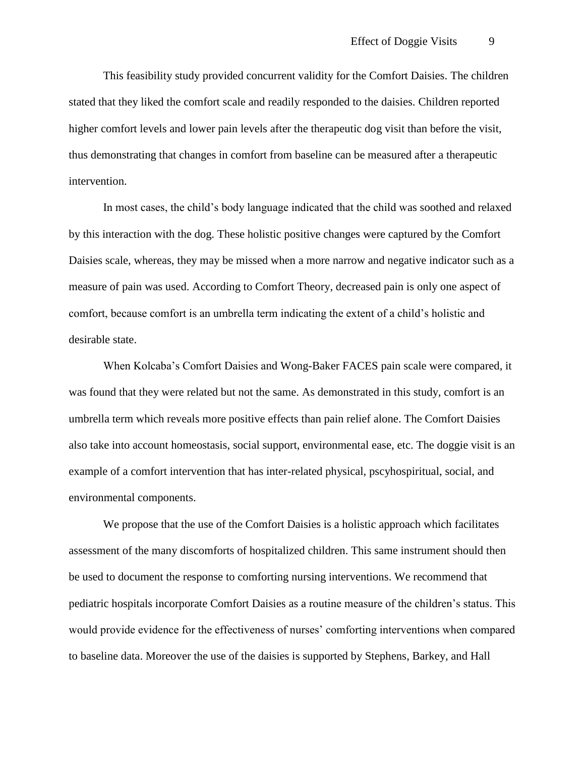This feasibility study provided concurrent validity for the Comfort Daisies. The children stated that they liked the comfort scale and readily responded to the daisies. Children reported higher comfort levels and lower pain levels after the therapeutic dog visit than before the visit, thus demonstrating that changes in comfort from baseline can be measured after a therapeutic intervention.

In most cases, the child's body language indicated that the child was soothed and relaxed by this interaction with the dog. These holistic positive changes were captured by the Comfort Daisies scale, whereas, they may be missed when a more narrow and negative indicator such as a measure of pain was used. According to Comfort Theory, decreased pain is only one aspect of comfort, because comfort is an umbrella term indicating the extent of a child's holistic and desirable state.

When Kolcaba's Comfort Daisies and Wong-Baker FACES pain scale were compared, it was found that they were related but not the same. As demonstrated in this study, comfort is an umbrella term which reveals more positive effects than pain relief alone. The Comfort Daisies also take into account homeostasis, social support, environmental ease, etc. The doggie visit is an example of a comfort intervention that has inter-related physical, pscyhospiritual, social, and environmental components.

We propose that the use of the Comfort Daisies is a holistic approach which facilitates assessment of the many discomforts of hospitalized children. This same instrument should then be used to document the response to comforting nursing interventions. We recommend that pediatric hospitals incorporate Comfort Daisies as a routine measure of the children's status. This would provide evidence for the effectiveness of nurses' comforting interventions when compared to baseline data. Moreover the use of the daisies is supported by Stephens, Barkey, and Hall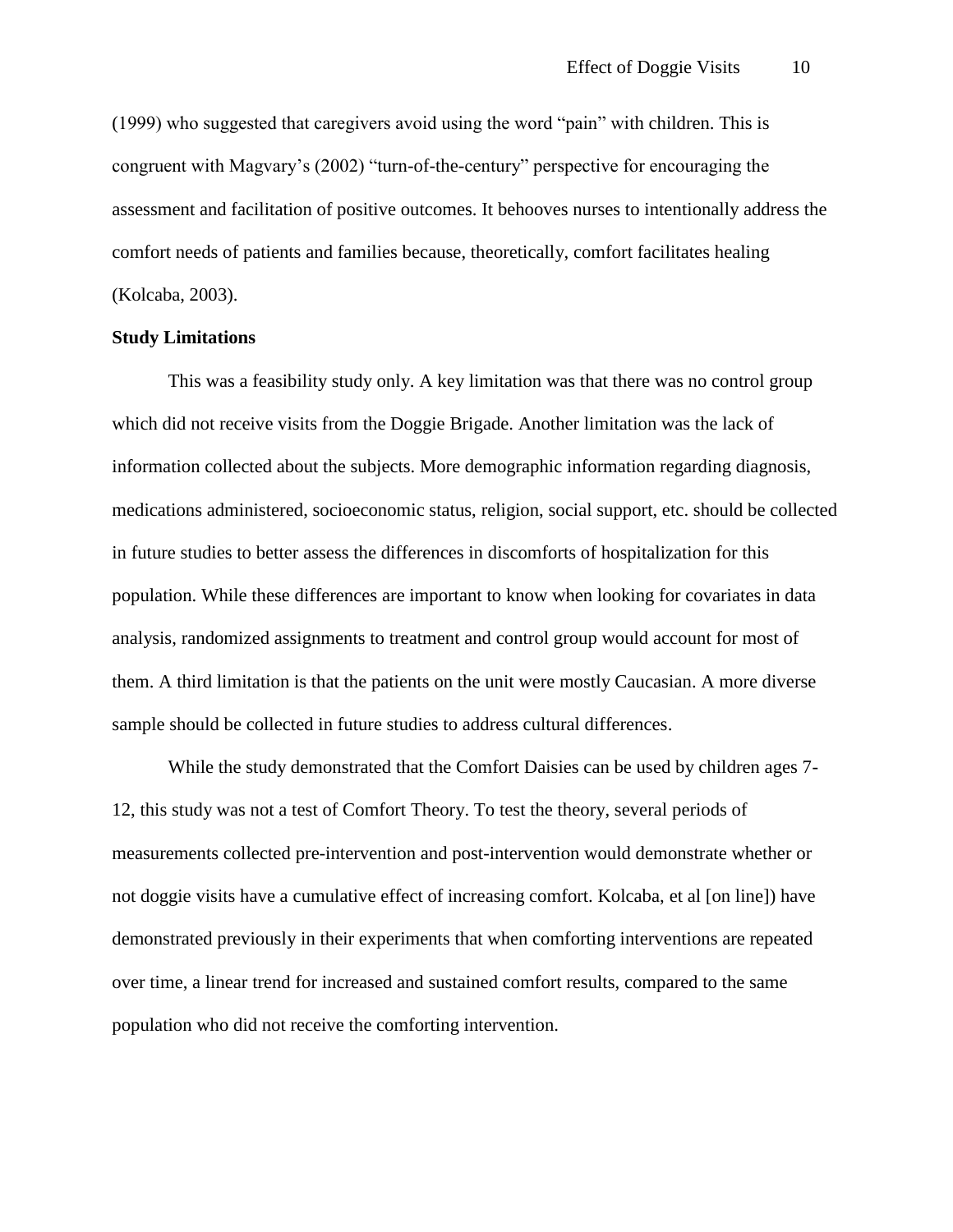(1999) who suggested that caregivers avoid using the word "pain" with children. This is congruent with Magvary's (2002) "turn-of-the-century" perspective for encouraging the assessment and facilitation of positive outcomes. It behooves nurses to intentionally address the comfort needs of patients and families because, theoretically, comfort facilitates healing (Kolcaba, 2003).

**Study Limitations**

This was a feasibility study only. A key limitation was that there was no control group which did not receive visits from the Doggie Brigade. Another limitation was the lack of information collected about the subjects. More demographic information regarding diagnosis, medications administered, socioeconomic status, religion, social support, etc. should be collected in future studies to better assess the differences in discomforts of hospitalization for this population. While these differences are important to know when looking for covariates in data analysis, randomized assignments to treatment and control group would account for most of them. A third limitation is that the patients on the unit were mostly Caucasian. A more diverse sample should be collected in future studies to address cultural differences.

While the study demonstrated that the Comfort Daisies can be used by children ages 7-12, this study was not a test of Comfort Theory. To test the theory, several periods of measurements collected pre-intervention and post-intervention would demonstrate whether or not doggie visits have a cumulative effect of increasing comfort. Kolcaba, et al [on line]) have demonstrated previously in their experiments that when comforting interventions are repeated over time, a linear trend for increased and sustained comfort results, compared to the same population who did not receive the comforting intervention.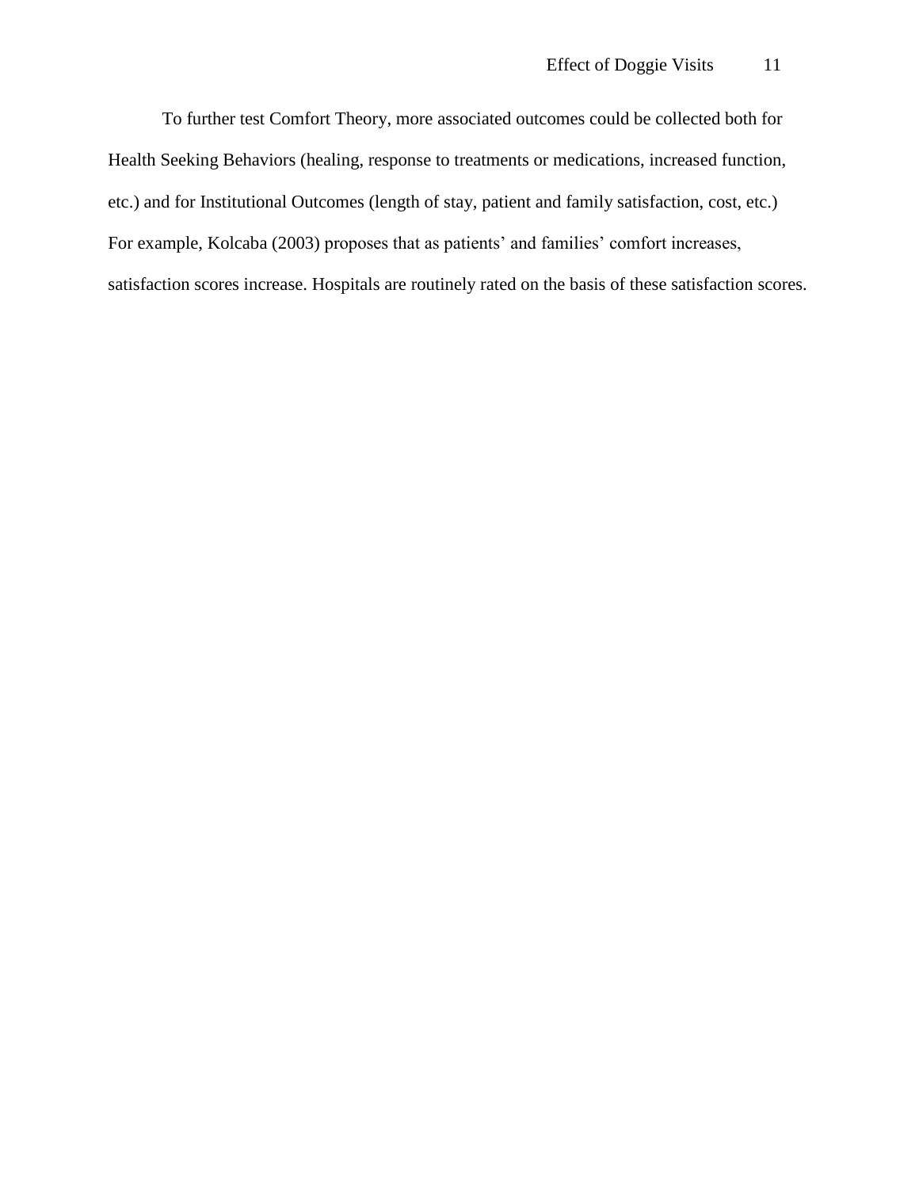To further test Comfort Theory, more associated outcomes could be collected both for Health Seeking Behaviors (healing, response to treatments or medications, increased function, etc.) and for Institutional Outcomes (length of stay, patient and family satisfaction, cost, etc.) For example, Kolcaba (2003) proposes that as patients' and families' comfort increases, satisfaction scores increase. Hospitals are routinely rated on the basis of these satisfaction scores.